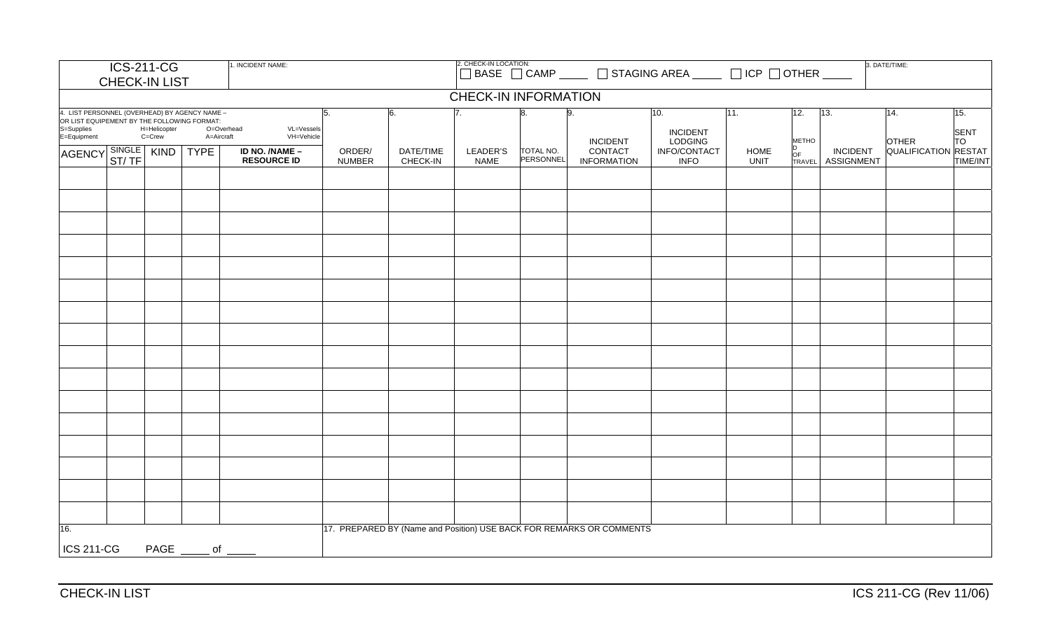| ICS-211-CG CHECK-IN LIST | 1. INCIDENT NAME: | 2. CHECK-IN LOCATION: ☐ BASE ☐ CAMP _____ ☐ STAGING AREA _____ ☐ ICP ☐ OTHER _____ | 3. DATE/TIME: |
|---|---|---|---|

## CHECK-IN INFORMATION

4. LIST PERSONNEL (OVERHEAD) BY AGENCY NAME – OR LIST EQUIPEMENT BY THE FOLLOWING FORMAT:
S=Supplies H=Helicopter O=Overhead VL=Vessels
E=Equipment C=Crew A=Aircraft VH=Vehicle

| AGENCY | SINGLE ST/ TF | KIND | TYPE | ID NO. /NAME – RESOURCE ID | 5. ORDER/ NUMBER | 6. DATE/TIME CHECK-IN | 7. LEADER'S NAME | 8. TOTAL NO. PERSONNEL | 9. INCIDENT CONTACT INFORMATION | 10. INCIDENT LODGING INFO/CONTACT INFO | 11. HOME UNIT | 12. METHOD OF TRAVEL | 13. INCIDENT ASSIGNMENT | 14. OTHER QUALIFICATION | 15. SENT TO RESTAT TIME/INT |
|---|---|---|---|---|---|---|---|---|---|---|---|---|---|---|---|
| | | | | | | | | | | | | | | | |
| | | | | | | | | | | | | | | | |
| | | | | | | | | | | | | | | | |
| | | | | | | | | | | | | | | | |
| | | | | | | | | | | | | | | | |
| | | | | | | | | | | | | | | | |
| | | | | | | | | | | | | | | | |
| | | | | | | | | | | | | | | | |
| | | | | | | | | | | | | | | | |
| | | | | | | | | | | | | | | | |
| | | | | | | | | | | | | | | | |
| | | | | | | | | | | | | | | | |
| | | | | | | | | | | | | | | | |
| | | | | | | | | | | | | | | | |
| | | | | | | | | | | | | | | | |
| | | | | | | | | | | | | | | | |

| 16. ICS 211-CG PAGE _____ of _____ | 17. PREPARED BY (Name and Position) USE BACK FOR REMARKS OR COMMENTS |
|---|---|

CHECK-IN LIST ICS 211-CG (Rev 11/06)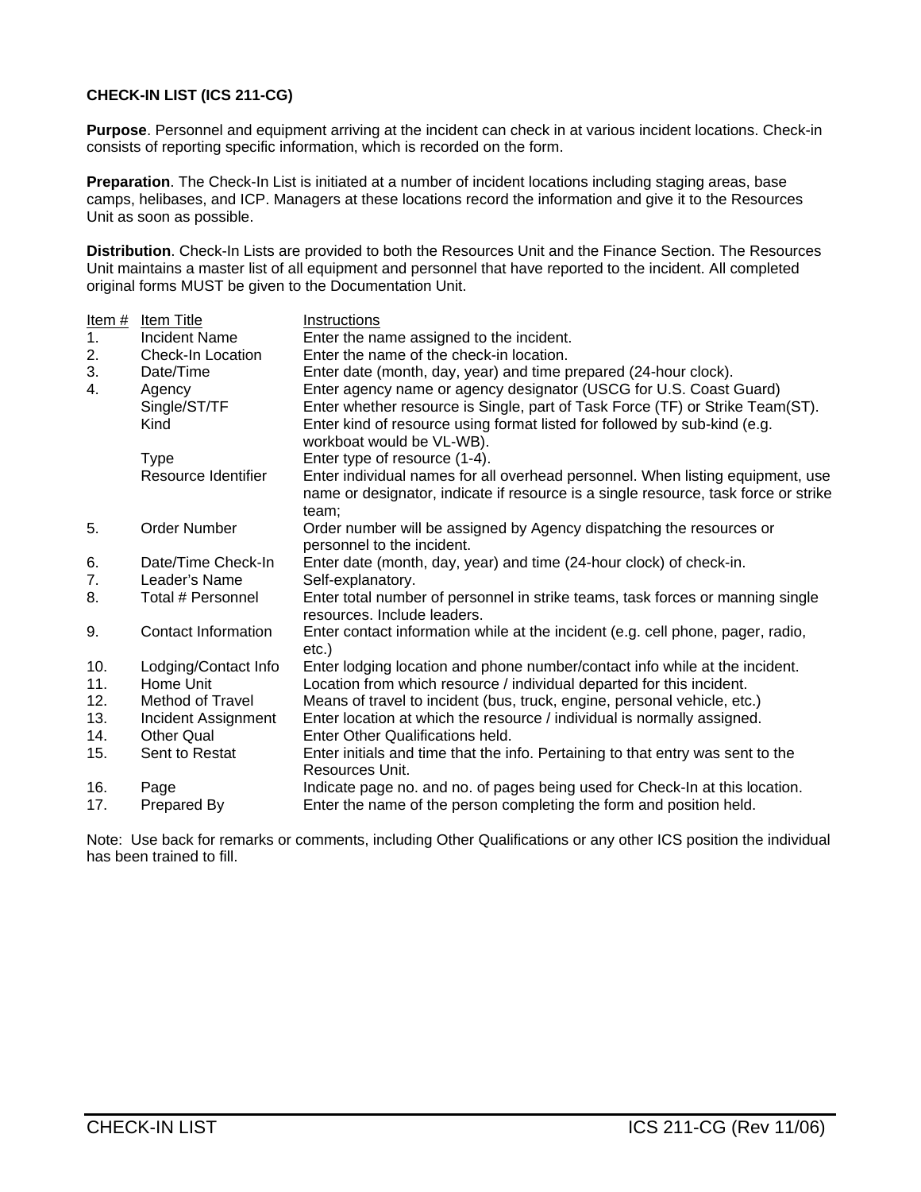**CHECK-IN LIST (ICS 211-CG)**

**Purpose**. Personnel and equipment arriving at the incident can check in at various incident locations. Check-in consists of reporting specific information, which is recorded on the form.

**Preparation**. The Check-In List is initiated at a number of incident locations including staging areas, base camps, helibases, and ICP. Managers at these locations record the information and give it to the Resources Unit as soon as possible.

**Distribution**. Check-In Lists are provided to both the Resources Unit and the Finance Section. The Resources Unit maintains a master list of all equipment and personnel that have reported to the incident. All completed original forms MUST be given to the Documentation Unit.

| Item # | Item Title | Instructions |
|---|---|---|
| 1. | Incident Name | Enter the name assigned to the incident. |
| 2. | Check-In Location | Enter the name of the check-in location. |
| 3. | Date/Time | Enter date (month, day, year) and time prepared (24-hour clock). |
| 4. | Agency | Enter agency name or agency designator (USCG for U.S. Coast Guard) |
| | Single/ST/TF | Enter whether resource is Single, part of Task Force (TF) or Strike Team(ST). |
| | Kind | Enter kind of resource using format listed for followed by sub-kind (e.g. workboat would be VL-WB). |
| | Type | Enter type of resource (1-4). |
| | Resource Identifier | Enter individual names for all overhead personnel. When listing equipment, use name or designator, indicate if resource is a single resource, task force or strike team; |
| 5. | Order Number | Order number will be assigned by Agency dispatching the resources or personnel to the incident. |
| 6. | Date/Time Check-In | Enter date (month, day, year) and time (24-hour clock) of check-in. |
| 7. | Leader's Name | Self-explanatory. |
| 8. | Total # Personnel | Enter total number of personnel in strike teams, task forces or manning single resources. Include leaders. |
| 9. | Contact Information | Enter contact information while at the incident (e.g. cell phone, pager, radio, etc.) |
| 10. | Lodging/Contact Info | Enter lodging location and phone number/contact info while at the incident. |
| 11. | Home Unit | Location from which resource / individual departed for this incident. |
| 12. | Method of Travel | Means of travel to incident (bus, truck, engine, personal vehicle, etc.) |
| 13. | Incident Assignment | Enter location at which the resource / individual is normally assigned. |
| 14. | Other Qual | Enter Other Qualifications held. |
| 15. | Sent to Restat | Enter initials and time that the info. Pertaining to that entry was sent to the Resources Unit. |
| 16. | Page | Indicate page no. and no. of pages being used for Check-In at this location. |
| 17. | Prepared By | Enter the name of the person completing the form and position held. |

Note: Use back for remarks or comments, including Other Qualifications or any other ICS position the individual has been trained to fill.